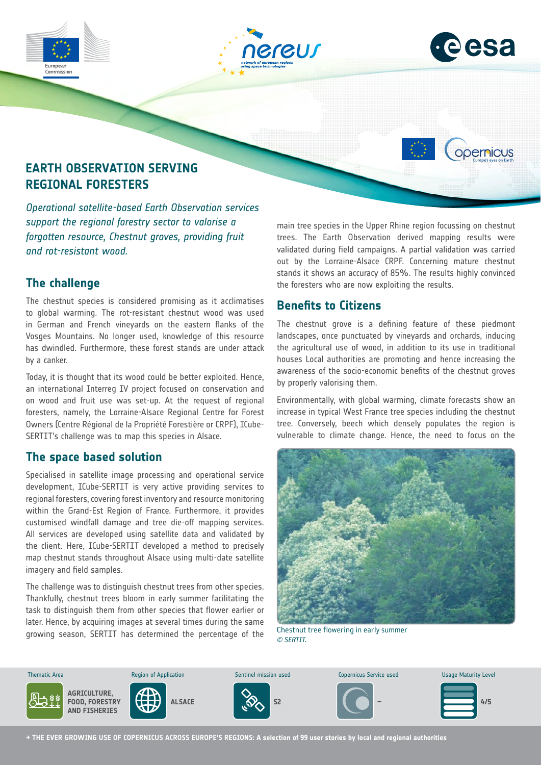# EARTH OBSERVATION SERVING REGIONAL FORESTERS

*Operational satellite-based Earth Observation services support the regional forestry sector to valorise a forgotten resource, Chestnut groves, providing fruit and rot-resistant wood.*

## The challenge

The chestnut species is considered promising as it acclimatises to global warming. The rot-resistant chestnut wood was used in German and French vineyards on the eastern flanks of the Vosges Mountains. No longer used, knowledge of this resource has dwindled. Furthermore, these forest stands are under attack by a canker.

Today, it is thought that its wood could be better exploited. Hence, an international Interreg IV project focused on conservation and on wood and fruit use was set-up. At the request of regional foresters, namely, the Lorraine-Alsace Regional Centre for Forest Owners (Centre Régional de la Propriété Forestière or CRPF), ICube-SERTIT's challenge was to map this species in Alsace.

## The space based solution

Specialised in satellite image processing and operational service development, ICube-SERTIT is very active providing services to regional foresters, covering forest inventory and resource monitoring within the Grand-Est Region of France. Furthermore, it provides customised windfall damage and tree die-off mapping services. All services are developed using satellite data and validated by the client. Here, ICube-SERTIT developed a method to precisely map chestnut stands throughout Alsace using multi-date satellite imagery and field samples.

The challenge was to distinguish chestnut trees from other species. Thankfully, chestnut trees bloom in early summer facilitating the task to distinguish them from other species that flower earlier or later. Hence, by acquiring images at several times during the same growing season, SERTIT has determined the percentage of the main tree species in the Upper Rhine region focussing on chestnut trees. The Earth Observation derived mapping results were validated during field campaigns. A partial validation was carried out by the Lorraine-Alsace CRPF. Concerning mature chestnut stands it shows an accuracy of 85%. The results highly convinced the foresters who are now exploiting the results.

## Benefits to Citizens

The chestnut grove is a defining feature of these piedmont landscapes, once punctuated by vineyards and orchards, inducing the agricultural use of wood, in addition to its use in traditional houses Local authorities are promoting and hence increasing the awareness of the socio-economic benefits of the chestnut groves by properly valorising them.

Environmentally, with global warming, climate forecasts show an increase in typical West France tree species including the chestnut tree. Conversely, beech which densely populates the region is vulnerable to climate change. Hence, the need to focus on the

Chestnut tree flowering in early summer
*© SERTIT.*

| Thematic Area | Region of Application | Sentinel mission used | Copernicus Service used | Usage Maturity Level |
| --- | --- | --- | --- | --- |
| AGRICULTURE, FOOD, FORESTRY AND FISHERIES | ALSACE | S2 | – | 4/5 |

→ THE EVER GROWING USE OF COPERNICUS ACROSS EUROPE'S REGIONS: A selection of 99 user stories by local and regional authorities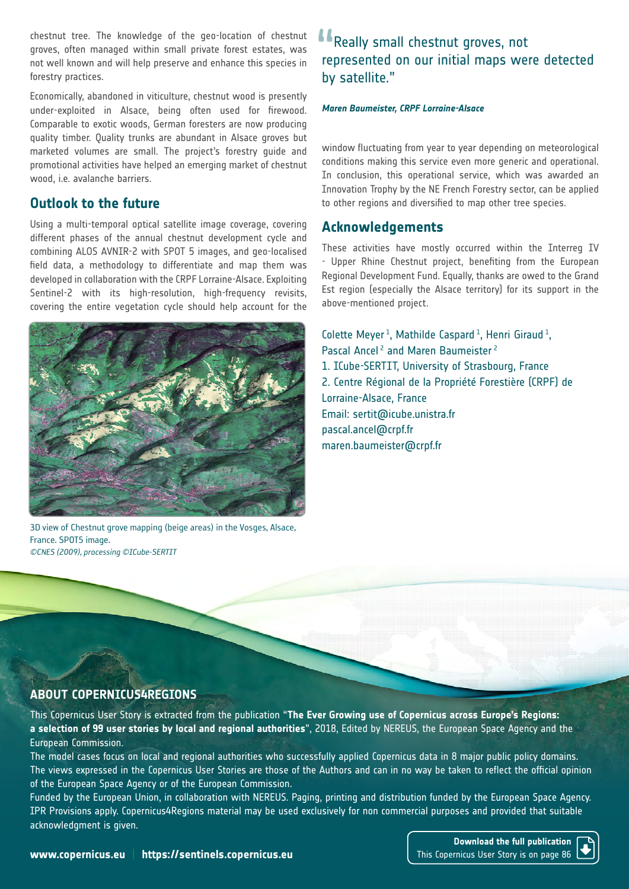chestnut tree. The knowledge of the geo-location of chestnut groves, often managed within small private forest estates, was not well known and will help preserve and enhance this species in forestry practices.

Economically, abandoned in viticulture, chestnut wood is presently under-exploited in Alsace, being often used for firewood. Comparable to exotic woods, German foresters are now producing quality timber. Quality trunks are abundant in Alsace groves but marketed volumes are small. The project's forestry guide and promotional activities have helped an emerging market of chestnut wood, i.e. avalanche barriers.

## Outlook to the future

Using a multi-temporal optical satellite image coverage, covering different phases of the annual chestnut development cycle and combining ALOS AVNIR-2 with SPOT 5 images, and geo-localised field data, a methodology to differentiate and map them was developed in collaboration with the CRPF Lorraine-Alsace. Exploiting Sentinel-2 with its high-resolution, high-frequency revisits, covering the entire vegetation cycle should help account for the window fluctuating from year to year depending on meteorological conditions making this service even more generic and operational. In conclusion, this operational service, which was awarded an Innovation Trophy by the NE French Forestry sector, can be applied to other regions and diversified to map other tree species.

3D view of Chestnut grove mapping (beige areas) in the Vosges, Alsace, France. SPOT5 image.
*©CNES (2009), processing ©ICube-SERTIT*

> "Really small chestnut groves, not represented on our initial maps were detected by satellite."
>
> ***Maren Baumeister, CRPF Lorraine-Alsace***

## Acknowledgements

These activities have mostly occurred within the Interreg IV - Upper Rhine Chestnut project, benefiting from the European Regional Development Fund. Equally, thanks are owed to the Grand Est region (especially the Alsace territory) for its support in the above-mentioned project.

Colette Meyer [1], Mathilde Caspard [1], Henri Giraud [1], Pascal Ancel [2] and Maren Baumeister [2]
1. ICube-SERTIT, University of Strasbourg, France
2. Centre Régional de la Propriété Forestière (CRPF) de Lorraine-Alsace, France
Email: sertit@icube.unistra.fr
pascal.ancel@crpf.fr
maren.baumeister@crpf.fr

## ABOUT COPERNICUS4REGIONS

This Copernicus User Story is extracted from the publication "**The Ever Growing use of Copernicus across Europe's Regions: a selection of 99 user stories by local and regional authorities**", 2018, Edited by NEREUS, the European Space Agency and the European Commission.
The model cases focus on local and regional authorities who successfully applied Copernicus data in 8 major public policy domains.
The views expressed in the Copernicus User Stories are those of the Authors and can in no way be taken to reflect the official opinion of the European Space Agency or of the European Commission.
Funded by the European Union, in collaboration with NEREUS. Paging, printing and distribution funded by the European Space Agency.
IPR Provisions apply. Copernicus4Regions material may be used exclusively for non commercial purposes and provided that suitable acknowledgment is given.

**www.copernicus.eu** | **https://sentinels.copernicus.eu**

**Download the full publication**
This Copernicus User Story is on page 86